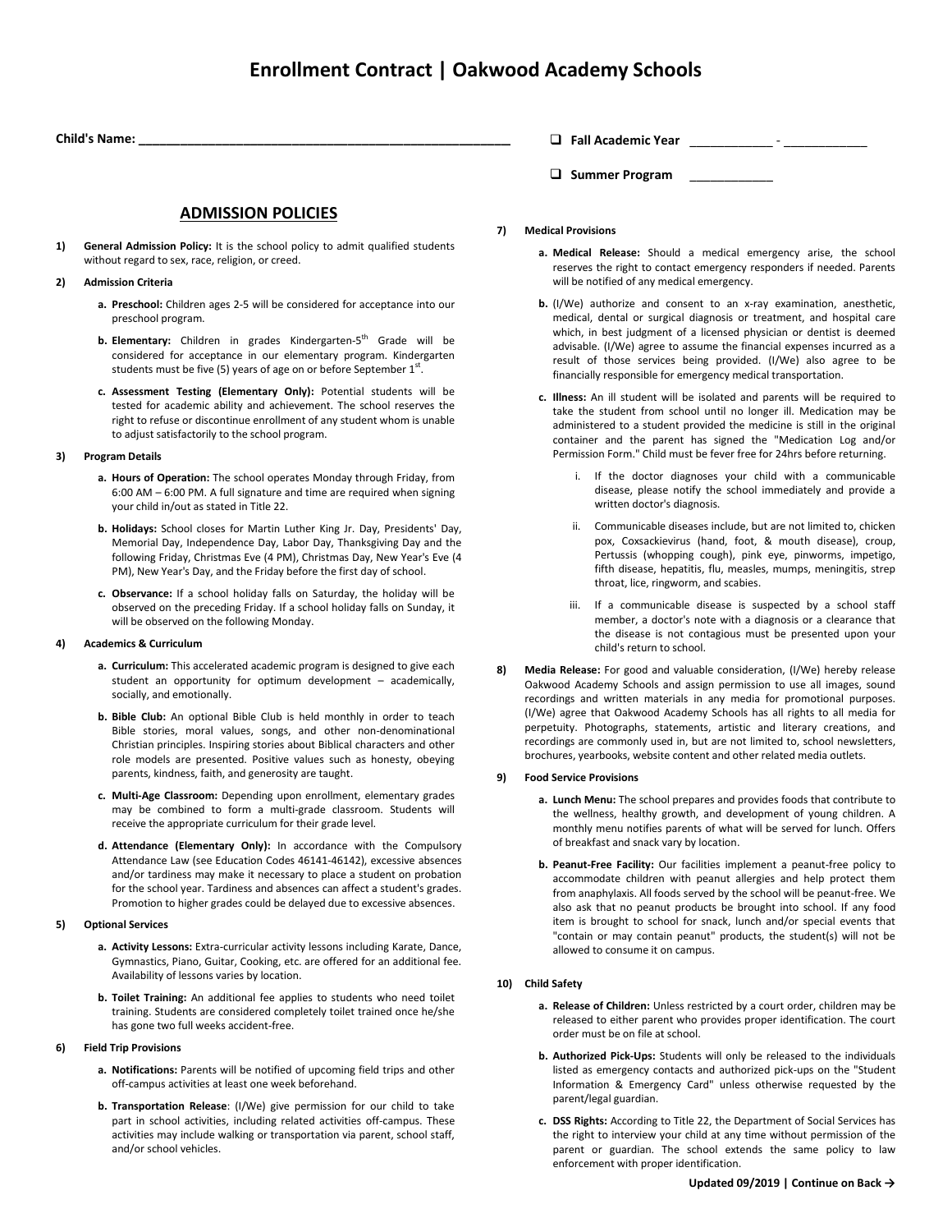# Enrollment Contract | Oakwood Academy Schools

**Child's Name:** ________________________________________________

❑ **Fall Academic Year** ____________ - ____________

❑ **Summer Program** ____________

## ADMISSION POLICIES

**1) General Admission Policy:** It is the school policy to admit qualified students without regard to sex, race, religion, or creed.

**2) Admission Criteria**

- **a. Preschool:** Children ages 2-5 will be considered for acceptance into our preschool program.
- **b. Elementary:** Children in grades Kindergarten-5th Grade will be considered for acceptance in our elementary program. Kindergarten students must be five (5) years of age on or before September 1st.
- **c. Assessment Testing (Elementary Only):** Potential students will be tested for academic ability and achievement. The school reserves the right to refuse or discontinue enrollment of any student whom is unable to adjust satisfactorily to the school program.

**3) Program Details**

- **a. Hours of Operation:** The school operates Monday through Friday, from 6:00 AM – 6:00 PM. A full signature and time are required when signing your child in/out as stated in Title 22.
- **b. Holidays:** School closes for Martin Luther King Jr. Day, Presidents' Day, Memorial Day, Independence Day, Labor Day, Thanksgiving Day and the following Friday, Christmas Eve (4 PM), Christmas Day, New Year's Eve (4 PM), New Year's Day, and the Friday before the first day of school.
- **c. Observance:** If a school holiday falls on Saturday, the holiday will be observed on the preceding Friday. If a school holiday falls on Sunday, it will be observed on the following Monday.

**4) Academics & Curriculum**

- **a. Curriculum:** This accelerated academic program is designed to give each student an opportunity for optimum development – academically, socially, and emotionally.
- **b. Bible Club:** An optional Bible Club is held monthly in order to teach Bible stories, moral values, songs, and other non-denominational Christian principles. Inspiring stories about Biblical characters and other role models are presented. Positive values such as honesty, obeying parents, kindness, faith, and generosity are taught.
- **c. Multi-Age Classroom:** Depending upon enrollment, elementary grades may be combined to form a multi-grade classroom. Students will receive the appropriate curriculum for their grade level.
- **d. Attendance (Elementary Only):** In accordance with the Compulsory Attendance Law (see Education Codes 46141-46142), excessive absences and/or tardiness may make it necessary to place a student on probation for the school year. Tardiness and absences can affect a student's grades. Promotion to higher grades could be delayed due to excessive absences.

**5) Optional Services**

- **a. Activity Lessons:** Extra-curricular activity lessons including Karate, Dance, Gymnastics, Piano, Guitar, Cooking, etc. are offered for an additional fee. Availability of lessons varies by location.
- **b. Toilet Training:** An additional fee applies to students who need toilet training. Students are considered completely toilet trained once he/she has gone two full weeks accident-free.

**6) Field Trip Provisions**

- **a. Notifications:** Parents will be notified of upcoming field trips and other off-campus activities at least one week beforehand.
- **b. Transportation Release**: (I/We) give permission for our child to take part in school activities, including related activities off-campus. These activities may include walking or transportation via parent, school staff, and/or school vehicles.

**7) Medical Provisions**

- **a. Medical Release:** Should a medical emergency arise, the school reserves the right to contact emergency responders if needed. Parents will be notified of any medical emergency.
- **b.** (I/We) authorize and consent to an x-ray examination, anesthetic, medical, dental or surgical diagnosis or treatment, and hospital care which, in best judgment of a licensed physician or dentist is deemed advisable. (I/We) agree to assume the financial expenses incurred as a result of those services being provided. (I/We) also agree to be financially responsible for emergency medical transportation.
- **c. Illness:** An ill student will be isolated and parents will be required to take the student from school until no longer ill. Medication may be administered to a student provided the medicine is still in the original container and the parent has signed the "Medication Log and/or Permission Form." Child must be fever free for 24hrs before returning.
  - i. If the doctor diagnoses your child with a communicable disease, please notify the school immediately and provide a written doctor's diagnosis.
  - ii. Communicable diseases include, but are not limited to, chicken pox, Coxsackievirus (hand, foot, & mouth disease), croup, Pertussis (whopping cough), pink eye, pinworms, impetigo, fifth disease, hepatitis, flu, measles, mumps, meningitis, strep throat, lice, ringworm, and scabies.
  - iii. If a communicable disease is suspected by a school staff member, a doctor's note with a diagnosis or a clearance that the disease is not contagious must be presented upon your child's return to school.

**8) Media Release:** For good and valuable consideration, (I/We) hereby release Oakwood Academy Schools and assign permission to use all images, sound recordings and written materials in any media for promotional purposes. (I/We) agree that Oakwood Academy Schools has all rights to all media for perpetuity. Photographs, statements, artistic and literary creations, and recordings are commonly used in, but are not limited to, school newsletters, brochures, yearbooks, website content and other related media outlets.

**9) Food Service Provisions**

- **a. Lunch Menu:** The school prepares and provides foods that contribute to the wellness, healthy growth, and development of young children. A monthly menu notifies parents of what will be served for lunch. Offers of breakfast and snack vary by location.
- **b. Peanut-Free Facility:** Our facilities implement a peanut-free policy to accommodate children with peanut allergies and help protect them from anaphylaxis. All foods served by the school will be peanut-free. We also ask that no peanut products be brought into school. If any food item is brought to school for snack, lunch and/or special events that "contain or may contain peanut" products, the student(s) will not be allowed to consume it on campus.

**10) Child Safety**

- **a. Release of Children:** Unless restricted by a court order, children may be released to either parent who provides proper identification. The court order must be on file at school.
- **b. Authorized Pick-Ups:** Students will only be released to the individuals listed as emergency contacts and authorized pick-ups on the "Student Information & Emergency Card" unless otherwise requested by the parent/legal guardian.
- **c. DSS Rights:** According to Title 22, the Department of Social Services has the right to interview your child at any time without permission of the parent or guardian. The school extends the same policy to law enforcement with proper identification.

**Updated 09/2019 | Continue on Back →**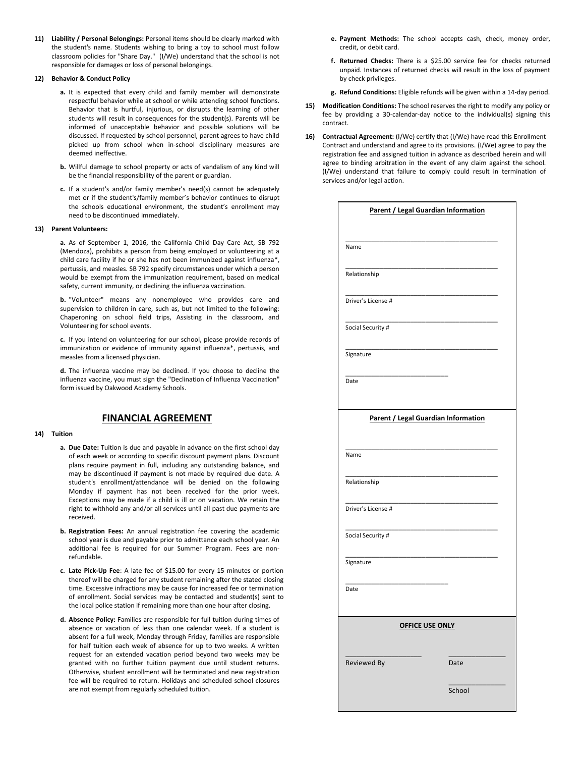11) **Liability / Personal Belongings:** Personal items should be clearly marked with the student's name. Students wishing to bring a toy to school must follow classroom policies for "Share Day." (I/We) understand that the school is not responsible for damages or loss of personal belongings.

12) **Behavior & Conduct Policy**

  a. It is expected that every child and family member will demonstrate respectful behavior while at school or while attending school functions. Behavior that is hurtful, injurious, or disrupts the learning of other students will result in consequences for the student(s). Parents will be informed of unacceptable behavior and possible solutions will be discussed. If requested by school personnel, parent agrees to have child picked up from school when in-school disciplinary measures are deemed ineffective.

  b. Willful damage to school property or acts of vandalism of any kind will be the financial responsibility of the parent or guardian.

  c. If a student's and/or family member's need(s) cannot be adequately met or if the student's/family member's behavior continues to disrupt the schools educational environment, the student's enrollment may need to be discontinued immediately.

13) **Parent Volunteers:**

  **a.** As of September 1, 2016, the California Child Day Care Act, SB 792 (Mendoza), prohibits a person from being employed or volunteering at a child care facility if he or she has not been immunized against influenza*, pertussis, and measles. SB 792 specify circumstances under which a person would be exempt from the immunization requirement, based on medical safety, current immunity, or declining the influenza vaccination.

  **b.** "Volunteer" means any nonemployee who provides care and supervision to children in care, such as, but not limited to the following: Chaperoning on school field trips, Assisting in the classroom, and Volunteering for school events.

  **c.** If you intend on volunteering for our school, please provide records of immunization or evidence of immunity against influenza*, pertussis, and measles from a licensed physician.

  **d.** The influenza vaccine may be declined. If you choose to decline the influenza vaccine, you must sign the "Declination of Influenza Vaccination" form issued by Oakwood Academy Schools.

## FINANCIAL AGREEMENT

14) **Tuition**

  a. **Due Date:** Tuition is due and payable in advance on the first school day of each week or according to specific discount payment plans. Discount plans require payment in full, including any outstanding balance, and may be discontinued if payment is not made by required due date. A student's enrollment/attendance will be denied on the following Monday if payment has not been received for the prior week. Exceptions may be made if a child is ill or on vacation. We retain the right to withhold any and/or all services until all past due payments are received.

  b. **Registration Fees:** An annual registration fee covering the academic school year is due and payable prior to admittance each school year. An additional fee is required for our Summer Program. Fees are non-refundable.

  c. **Late Pick-Up Fee**: A late fee of $15.00 for every 15 minutes or portion thereof will be charged for any student remaining after the stated closing time. Excessive infractions may be cause for increased fee or termination of enrollment. Social services may be contacted and student(s) sent to the local police station if remaining more than one hour after closing.

  d. **Absence Policy:** Families are responsible for full tuition during times of absence or vacation of less than one calendar week. If a student is absent for a full week, Monday through Friday, families are responsible for half tuition each week of absence for up to two weeks. A written request for an extended vacation period beyond two weeks may be granted with no further tuition payment due until student returns. Otherwise, student enrollment will be terminated and new registration fee will be required to return. Holidays and scheduled school closures are not exempt from regularly scheduled tuition.

  e. **Payment Methods:** The school accepts cash, check, money order, credit, or debit card.

  f. **Returned Checks:** There is a $25.00 service fee for checks returned unpaid. Instances of returned checks will result in the loss of payment by check privileges.

  g. **Refund Conditions:** Eligible refunds will be given within a 14-day period.

15) **Modification Conditions:** The school reserves the right to modify any policy or fee by providing a 30-calendar-day notice to the individual(s) signing this contract.

16) **Contractual Agreement:** (I/We) certify that (I/We) have read this Enrollment Contract and understand and agree to its provisions. (I/We) agree to pay the registration fee and assigned tuition in advance as described herein and will agree to binding arbitration in the event of any claim against the school. (I/We) understand that failure to comply could result in termination of services and/or legal action.

**Parent / Legal Guardian Information**

______________________________
Name

______________________________
Relationship

______________________________
Driver's License #

______________________________
Social Security #

______________________________
Signature

____________________
Date

**Parent / Legal Guardian Information**

______________________________
Name

______________________________
Relationship

______________________________
Driver's License #

______________________________
Social Security #

______________________________
Signature

____________________
Date

**OFFICE USE ONLY**

______________ Reviewed By    ____________ Date

____________ School